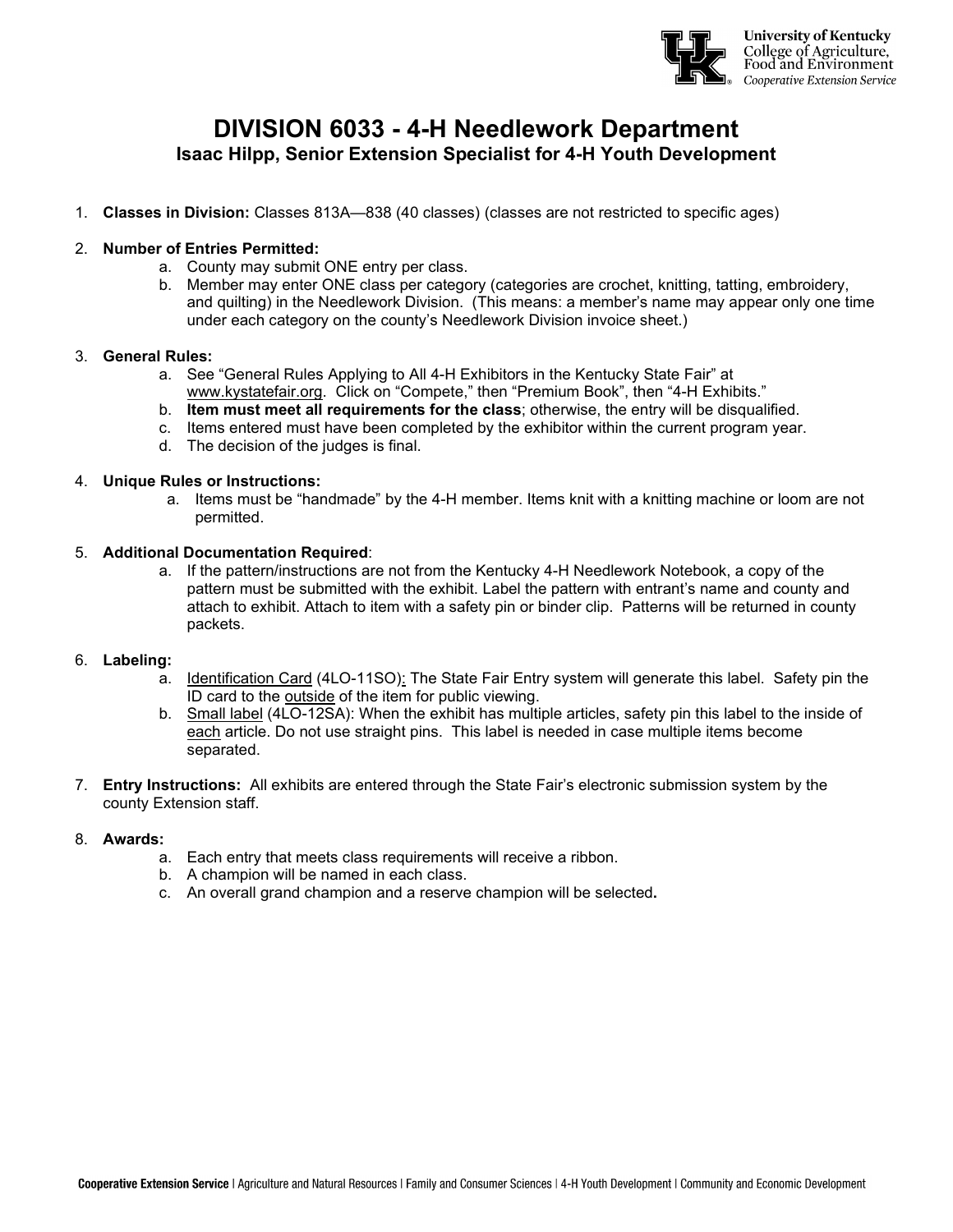# DIVISION 6033 - 4-H Needlework Department

## Isaac Hilpp, Senior Extension Specialist for 4-H Youth Development

1. **Classes in Division:** Classes 813A—838 (40 classes) (classes are not restricted to specific ages)

2. **Number of Entries Permitted:**
   a. County may submit ONE entry per class.
   b. Member may enter ONE class per category (categories are crochet, knitting, tatting, embroidery, and quilting) in the Needlework Division. (This means: a member's name may appear only one time under each category on the county's Needlework Division invoice sheet.)

3. **General Rules:**
   a. See "General Rules Applying to All 4-H Exhibitors in the Kentucky State Fair" at www.kystatefair.org. Click on "Compete," then "Premium Book", then "4-H Exhibits."
   b. **Item must meet all requirements for the class**; otherwise, the entry will be disqualified.
   c. Items entered must have been completed by the exhibitor within the current program year.
   d. The decision of the judges is final.

4. **Unique Rules or Instructions:**
   a. Items must be "handmade" by the 4-H member. Items knit with a knitting machine or loom are not permitted.

5. **Additional Documentation Required**:
   a. If the pattern/instructions are not from the Kentucky 4-H Needlework Notebook, a copy of the pattern must be submitted with the exhibit. Label the pattern with entrant's name and county and attach to exhibit. Attach to item with a safety pin or binder clip. Patterns will be returned in county packets.

6. **Labeling:**
   a. Identification Card (4LO-11SO): The State Fair Entry system will generate this label. Safety pin the ID card to the outside of the item for public viewing.
   b. Small label (4LO-12SA): When the exhibit has multiple articles, safety pin this label to the inside of each article. Do not use straight pins. This label is needed in case multiple items become separated.

7. **Entry Instructions:** All exhibits are entered through the State Fair's electronic submission system by the county Extension staff.

8. **Awards:**
   a. Each entry that meets class requirements will receive a ribbon.
   b. A champion will be named in each class.
   c. An overall grand champion and a reserve champion will be selected**.**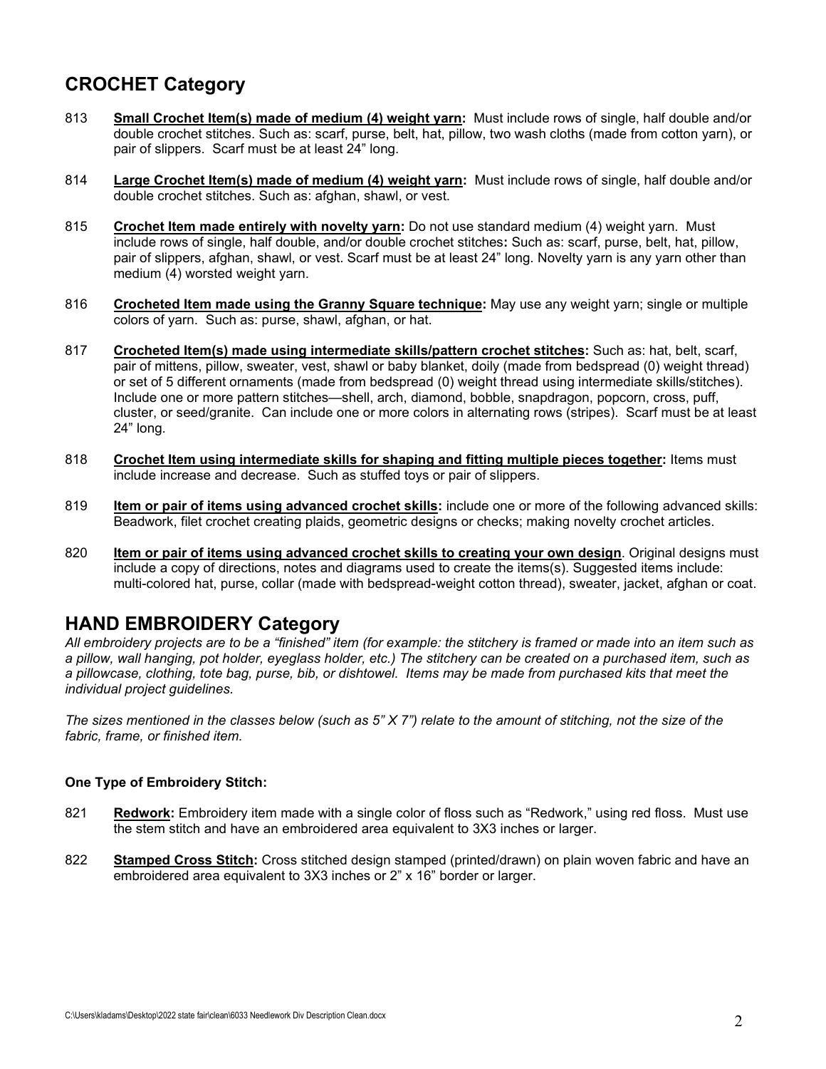## CROCHET Category

813 **Small Crochet Item(s) made of medium (4) weight yarn:** Must include rows of single, half double and/or double crochet stitches. Such as: scarf, purse, belt, hat, pillow, two wash cloths (made from cotton yarn), or pair of slippers. Scarf must be at least 24" long.

814 **Large Crochet Item(s) made of medium (4) weight yarn:** Must include rows of single, half double and/or double crochet stitches. Such as: afghan, shawl, or vest.

815 **Crochet Item made entirely with novelty yarn:** Do not use standard medium (4) weight yarn. Must include rows of single, half double, and/or double crochet stitches**:** Such as: scarf, purse, belt, hat, pillow, pair of slippers, afghan, shawl, or vest. Scarf must be at least 24" long. Novelty yarn is any yarn other than medium (4) worsted weight yarn.

816 **Crocheted Item made using the Granny Square technique:** May use any weight yarn; single or multiple colors of yarn. Such as: purse, shawl, afghan, or hat.

817 **Crocheted Item(s) made using intermediate skills/pattern crochet stitches:** Such as: hat, belt, scarf, pair of mittens, pillow, sweater, vest, shawl or baby blanket, doily (made from bedspread (0) weight thread) or set of 5 different ornaments (made from bedspread (0) weight thread using intermediate skills/stitches). Include one or more pattern stitches—shell, arch, diamond, bobble, snapdragon, popcorn, cross, puff, cluster, or seed/granite. Can include one or more colors in alternating rows (stripes). Scarf must be at least 24" long.

818 **Crochet Item using intermediate skills for shaping and fitting multiple pieces together:** Items must include increase and decrease. Such as stuffed toys or pair of slippers.

819 **Item or pair of items using advanced crochet skills:** include one or more of the following advanced skills: Beadwork, filet crochet creating plaids, geometric designs or checks; making novelty crochet articles.

820 **Item or pair of items using advanced crochet skills to creating your own design**. Original designs must include a copy of directions, notes and diagrams used to create the items(s). Suggested items include: multi-colored hat, purse, collar (made with bedspread-weight cotton thread), sweater, jacket, afghan or coat.

## HAND EMBROIDERY Category

*All embroidery projects are to be a "finished" item (for example: the stitchery is framed or made into an item such as a pillow, wall hanging, pot holder, eyeglass holder, etc.) The stitchery can be created on a purchased item, such as a pillowcase, clothing, tote bag, purse, bib, or dishtowel. Items may be made from purchased kits that meet the individual project guidelines.*

*The sizes mentioned in the classes below (such as 5" X 7") relate to the amount of stitching, not the size of the fabric, frame, or finished item.*

**One Type of Embroidery Stitch:**

821 **Redwork:** Embroidery item made with a single color of floss such as "Redwork," using red floss. Must use the stem stitch and have an embroidered area equivalent to 3X3 inches or larger.

822 **Stamped Cross Stitch:** Cross stitched design stamped (printed/drawn) on plain woven fabric and have an embroidered area equivalent to 3X3 inches or 2" x 16" border or larger.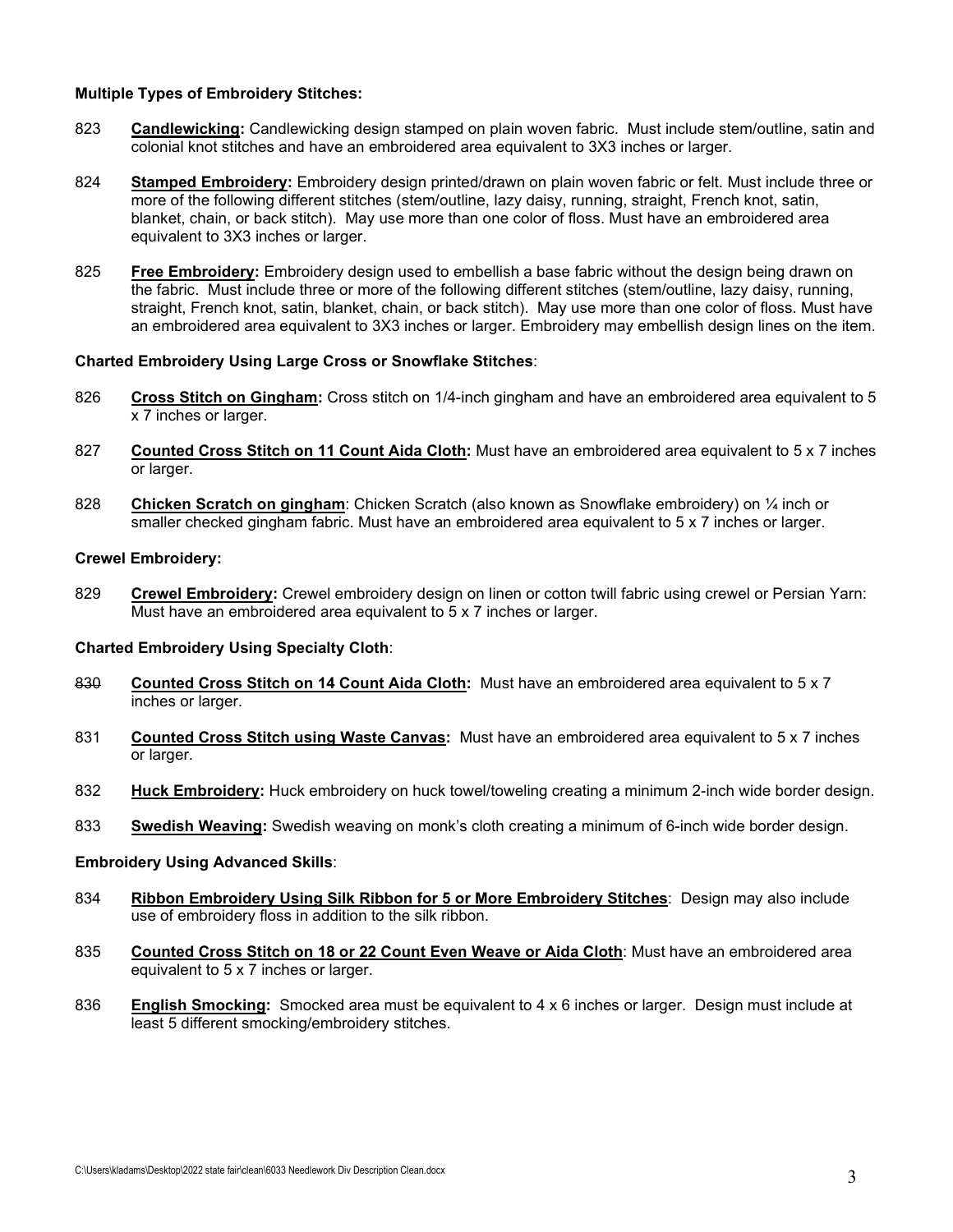**Multiple Types of Embroidery Stitches:**

823 **Candlewicking:** Candlewicking design stamped on plain woven fabric. Must include stem/outline, satin and colonial knot stitches and have an embroidered area equivalent to 3X3 inches or larger.

824 **Stamped Embroidery:** Embroidery design printed/drawn on plain woven fabric or felt. Must include three or more of the following different stitches (stem/outline, lazy daisy, running, straight, French knot, satin, blanket, chain, or back stitch). May use more than one color of floss. Must have an embroidered area equivalent to 3X3 inches or larger.

825 **Free Embroidery:** Embroidery design used to embellish a base fabric without the design being drawn on the fabric. Must include three or more of the following different stitches (stem/outline, lazy daisy, running, straight, French knot, satin, blanket, chain, or back stitch). May use more than one color of floss. Must have an embroidered area equivalent to 3X3 inches or larger. Embroidery may embellish design lines on the item.

**Charted Embroidery Using Large Cross or Snowflake Stitches**:

826 **Cross Stitch on Gingham:** Cross stitch on 1/4-inch gingham and have an embroidered area equivalent to 5 x 7 inches or larger.

827 **Counted Cross Stitch on 11 Count Aida Cloth:** Must have an embroidered area equivalent to 5 x 7 inches or larger.

828 **Chicken Scratch on gingham**: Chicken Scratch (also known as Snowflake embroidery) on ¼ inch or smaller checked gingham fabric. Must have an embroidered area equivalent to 5 x 7 inches or larger.

**Crewel Embroidery:**

829 **Crewel Embroidery:** Crewel embroidery design on linen or cotton twill fabric using crewel or Persian Yarn: Must have an embroidered area equivalent to 5 x 7 inches or larger.

**Charted Embroidery Using Specialty Cloth**:

830 **Counted Cross Stitch on 14 Count Aida Cloth:** Must have an embroidered area equivalent to 5 x 7 inches or larger.

831 **Counted Cross Stitch using Waste Canvas:** Must have an embroidered area equivalent to 5 x 7 inches or larger.

832 **Huck Embroidery:** Huck embroidery on huck towel/toweling creating a minimum 2-inch wide border design.

833 **Swedish Weaving:** Swedish weaving on monk's cloth creating a minimum of 6-inch wide border design.

**Embroidery Using Advanced Skills**:

834 **Ribbon Embroidery Using Silk Ribbon for 5 or More Embroidery Stitches**: Design may also include use of embroidery floss in addition to the silk ribbon.

835 **Counted Cross Stitch on 18 or 22 Count Even Weave or Aida Cloth**: Must have an embroidered area equivalent to 5 x 7 inches or larger.

836 **English Smocking:** Smocked area must be equivalent to 4 x 6 inches or larger. Design must include at least 5 different smocking/embroidery stitches.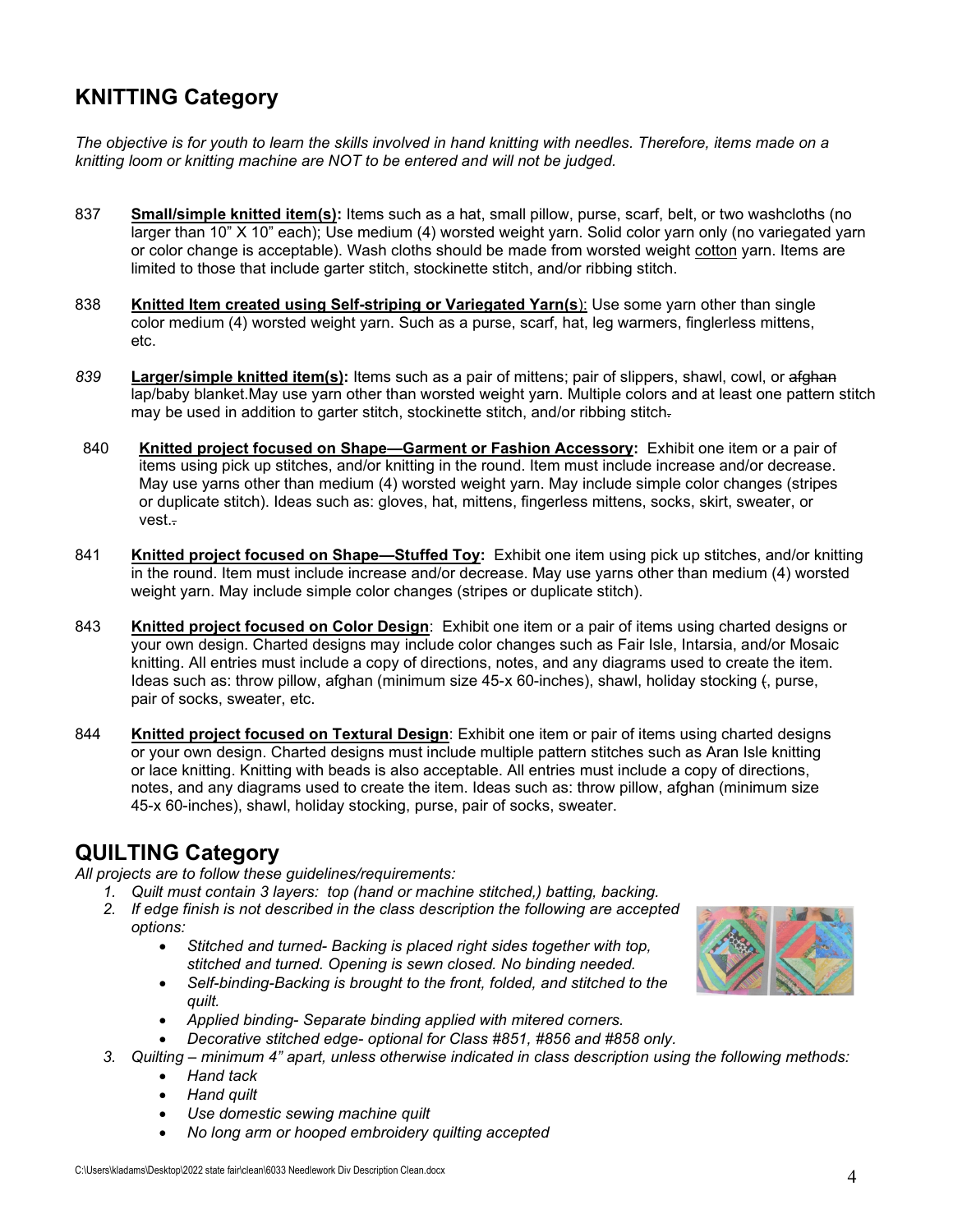## KNITTING Category

*The objective is for youth to learn the skills involved in hand knitting with needles. Therefore, items made on a knitting loom or knitting machine are NOT to be entered and will not be judged.*

837 **Small/simple knitted item(s):** Items such as a hat, small pillow, purse, scarf, belt, or two washcloths (no larger than 10" X 10" each); Use medium (4) worsted weight yarn. Solid color yarn only (no variegated yarn or color change is acceptable). Wash cloths should be made from worsted weight cotton yarn. Items are limited to those that include garter stitch, stockinette stitch, and/or ribbing stitch.

838 **Knitted Item created using Self-striping or Variegated Yarn(s**): Use some yarn other than single color medium (4) worsted weight yarn. Such as a purse, scarf, hat, leg warmers, finglerless mittens, etc.

*839* **Larger/simple knitted item(s):** Items such as a pair of mittens; pair of slippers, shawl, cowl, or ~~afghan~~ lap/baby blanket.May use yarn other than worsted weight yarn. Multiple colors and at least one pattern stitch may be used in addition to garter stitch, stockinette stitch, and/or ribbing stitch~~.~~

840 **Knitted project focused on Shape—Garment or Fashion Accessory:** Exhibit one item or a pair of items using pick up stitches, and/or knitting in the round. Item must include increase and/or decrease. May use yarns other than medium (4) worsted weight yarn. May include simple color changes (stripes or duplicate stitch). Ideas such as: gloves, hat, mittens, fingerless mittens, socks, skirt, sweater, or vest.~~.~~

841 **Knitted project focused on Shape—Stuffed Toy:** Exhibit one item using pick up stitches, and/or knitting in the round. Item must include increase and/or decrease. May use yarns other than medium (4) worsted weight yarn. May include simple color changes (stripes or duplicate stitch).

843 **Knitted project focused on Color Design**: Exhibit one item or a pair of items using charted designs or your own design. Charted designs may include color changes such as Fair Isle, Intarsia, and/or Mosaic knitting. All entries must include a copy of directions, notes, and any diagrams used to create the item. Ideas such as: throw pillow, afghan (minimum size 45-x 60-inches), shawl, holiday stocking ~~(~~, purse, pair of socks, sweater, etc.

844 **Knitted project focused on Textural Design**: Exhibit one item or pair of items using charted designs or your own design. Charted designs must include multiple pattern stitches such as Aran Isle knitting or lace knitting. Knitting with beads is also acceptable. All entries must include a copy of directions, notes, and any diagrams used to create the item. Ideas such as: throw pillow, afghan (minimum size 45-x 60-inches), shawl, holiday stocking, purse, pair of socks, sweater.

## QUILTING Category

*All projects are to follow these guidelines/requirements:*

1. *Quilt must contain 3 layers: top (hand or machine stitched,) batting, backing.*
2. *If edge finish is not described in the class description the following are accepted options:*
   - *Stitched and turned- Backing is placed right sides together with top, stitched and turned. Opening is sewn closed. No binding needed.*
   - *Self-binding-Backing is brought to the front, folded, and stitched to the quilt.*
   - *Applied binding- Separate binding applied with mitered corners.*
   - *Decorative stitched edge- optional for Class #851, #856 and #858 only.*
3. *Quilting – minimum 4" apart, unless otherwise indicated in class description using the following methods:*
   - *Hand tack*
   - *Hand quilt*
   - *Use domestic sewing machine quilt*
   - *No long arm or hooped embroidery quilting accepted*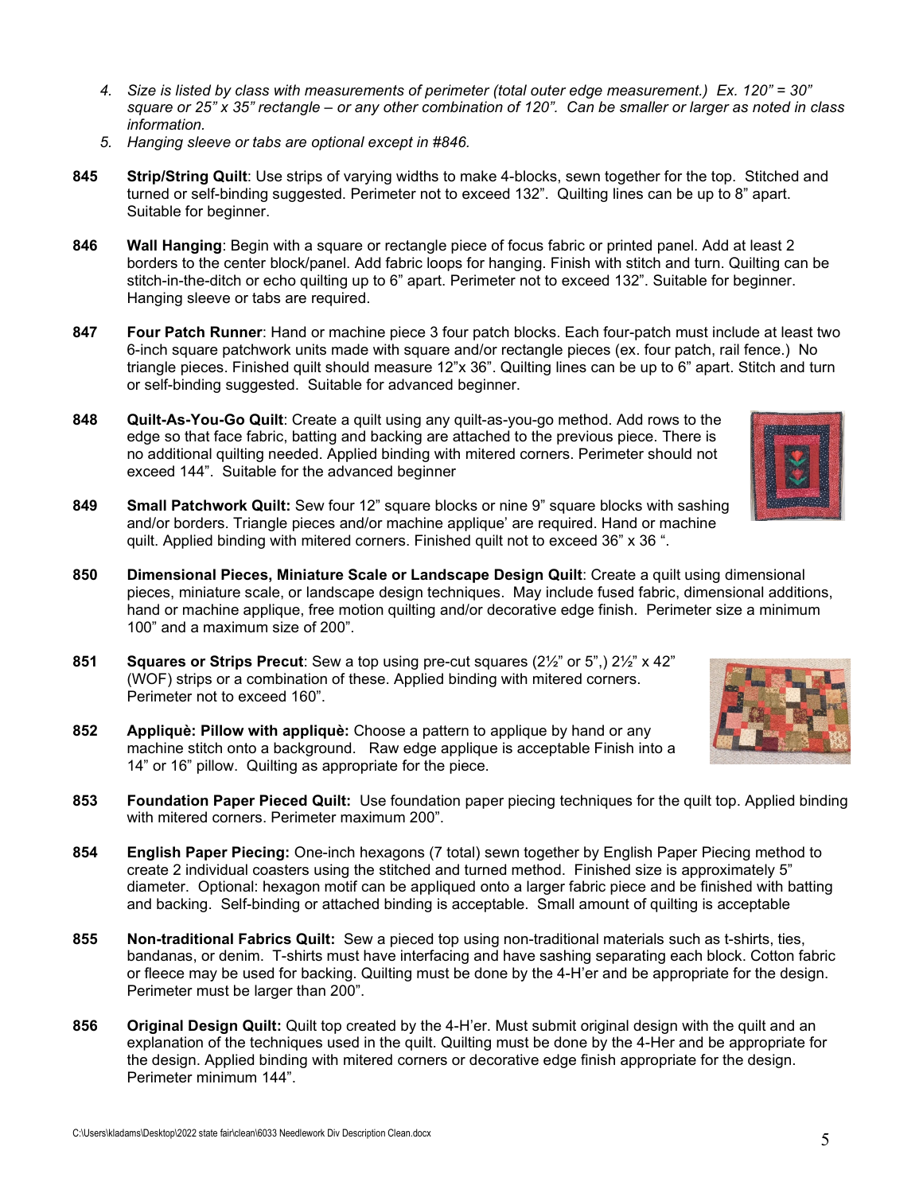4. *Size is listed by class with measurements of perimeter (total outer edge measurement.) Ex. 120" = 30" square or 25" x 35" rectangle – or any other combination of 120". Can be smaller or larger as noted in class information.*
5. *Hanging sleeve or tabs are optional except in #846.*

**845** **Strip/String Quilt**: Use strips of varying widths to make 4-blocks, sewn together for the top. Stitched and turned or self-binding suggested. Perimeter not to exceed 132". Quilting lines can be up to 8" apart. Suitable for beginner.

**846** **Wall Hanging**: Begin with a square or rectangle piece of focus fabric or printed panel. Add at least 2 borders to the center block/panel. Add fabric loops for hanging. Finish with stitch and turn. Quilting can be stitch-in-the-ditch or echo quilting up to 6" apart. Perimeter not to exceed 132". Suitable for beginner. Hanging sleeve or tabs are required.

**847** **Four Patch Runner**: Hand or machine piece 3 four patch blocks. Each four-patch must include at least two 6-inch square patchwork units made with square and/or rectangle pieces (ex. four patch, rail fence.) No triangle pieces. Finished quilt should measure 12"x 36". Quilting lines can be up to 6" apart. Stitch and turn or self-binding suggested. Suitable for advanced beginner.

**848** **Quilt-As-You-Go Quilt**: Create a quilt using any quilt-as-you-go method. Add rows to the edge so that face fabric, batting and backing are attached to the previous piece. There is no additional quilting needed. Applied binding with mitered corners. Perimeter should not exceed 144". Suitable for the advanced beginner

**849** **Small Patchwork Quilt:** Sew four 12" square blocks or nine 9" square blocks with sashing and/or borders. Triangle pieces and/or machine applique' are required. Hand or machine quilt. Applied binding with mitered corners. Finished quilt not to exceed 36" x 36 ".

**850** **Dimensional Pieces, Miniature Scale or Landscape Design Quilt**: Create a quilt using dimensional pieces, miniature scale, or landscape design techniques. May include fused fabric, dimensional additions, hand or machine applique, free motion quilting and/or decorative edge finish. Perimeter size a minimum 100" and a maximum size of 200".

**851** **Squares or Strips Precut**: Sew a top using pre-cut squares (2½" or 5",) 2½" x 42" (WOF) strips or a combination of these. Applied binding with mitered corners. Perimeter not to exceed 160".

**852** **Appliquè: Pillow with appliquè:** Choose a pattern to applique by hand or any machine stitch onto a background. Raw edge applique is acceptable Finish into a 14" or 16" pillow. Quilting as appropriate for the piece.

**853** **Foundation Paper Pieced Quilt:** Use foundation paper piecing techniques for the quilt top. Applied binding with mitered corners. Perimeter maximum 200".

**854** **English Paper Piecing:** One-inch hexagons (7 total) sewn together by English Paper Piecing method to create 2 individual coasters using the stitched and turned method. Finished size is approximately 5" diameter. Optional: hexagon motif can be appliqued onto a larger fabric piece and be finished with batting and backing. Self-binding or attached binding is acceptable. Small amount of quilting is acceptable

**855** **Non-traditional Fabrics Quilt:** Sew a pieced top using non-traditional materials such as t-shirts, ties, bandanas, or denim. T-shirts must have interfacing and have sashing separating each block. Cotton fabric or fleece may be used for backing. Quilting must be done by the 4-H'er and be appropriate for the design. Perimeter must be larger than 200".

**856** **Original Design Quilt:** Quilt top created by the 4-H'er. Must submit original design with the quilt and an explanation of the techniques used in the quilt. Quilting must be done by the 4-Her and be appropriate for the design. Applied binding with mitered corners or decorative edge finish appropriate for the design. Perimeter minimum 144".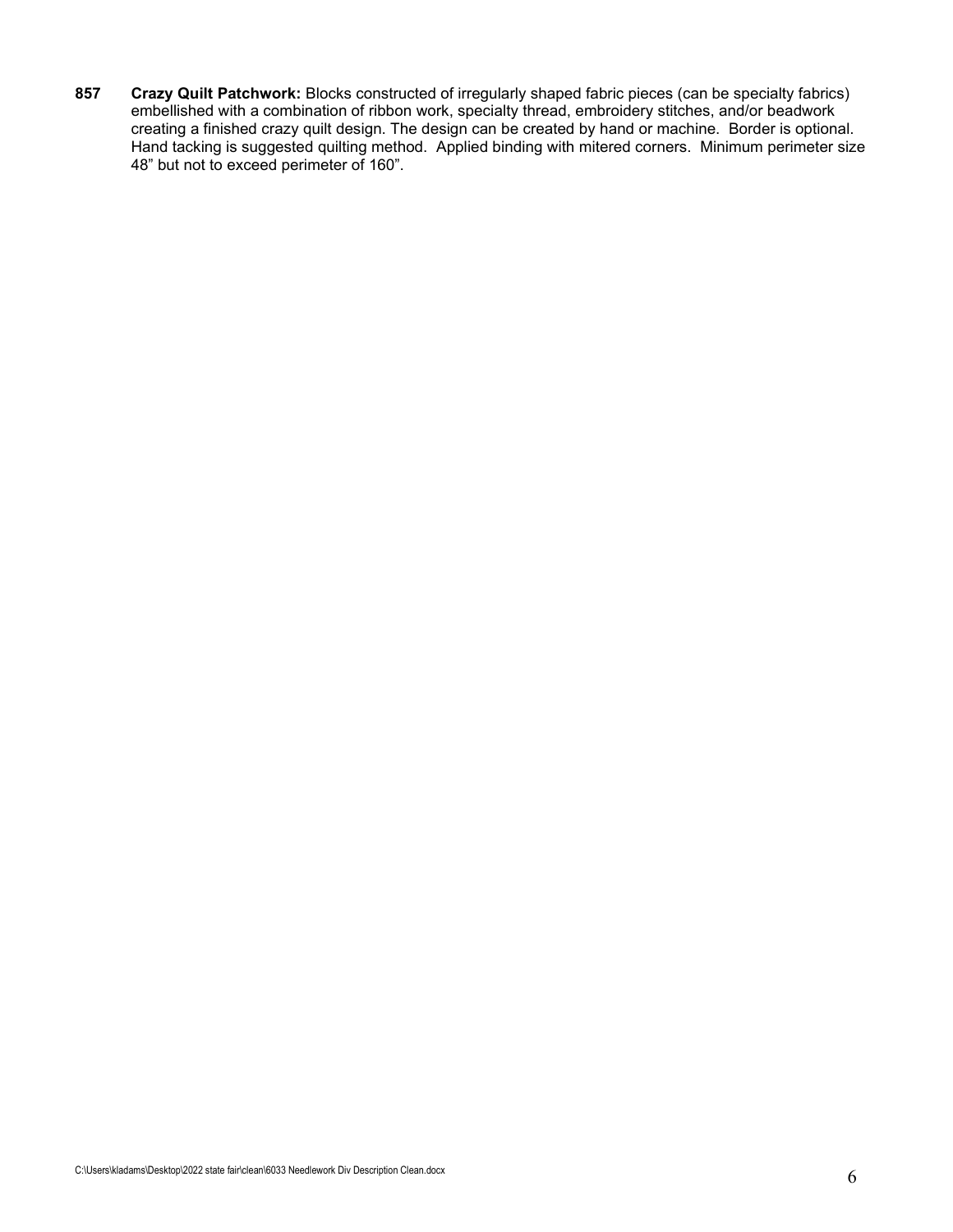**857 Crazy Quilt Patchwork:** Blocks constructed of irregularly shaped fabric pieces (can be specialty fabrics) embellished with a combination of ribbon work, specialty thread, embroidery stitches, and/or beadwork creating a finished crazy quilt design. The design can be created by hand or machine. Border is optional. Hand tacking is suggested quilting method. Applied binding with mitered corners. Minimum perimeter size 48" but not to exceed perimeter of 160".